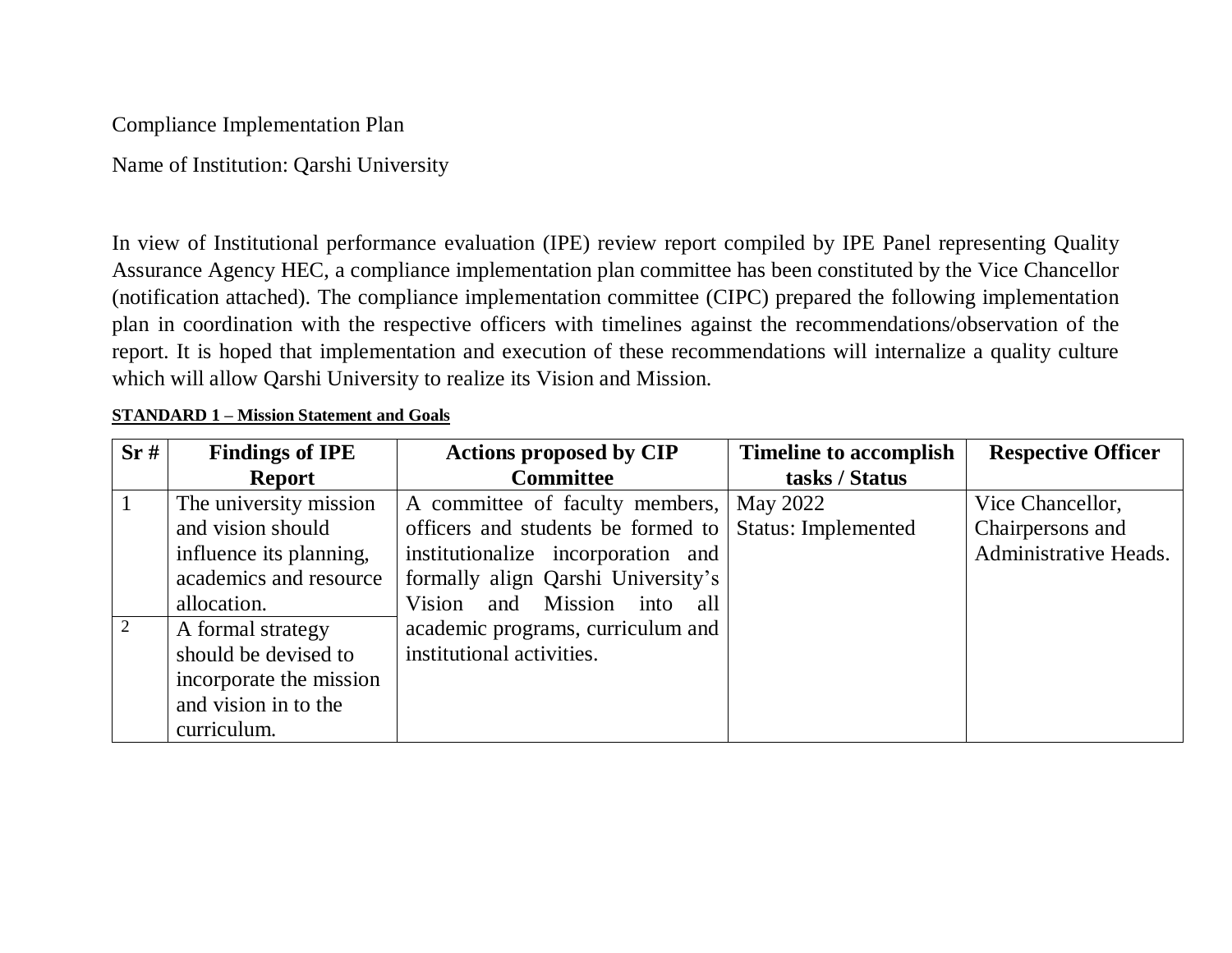Compliance Implementation Plan

Name of Institution: Qarshi University

In view of Institutional performance evaluation (IPE) review report compiled by IPE Panel representing Quality Assurance Agency HEC, a compliance implementation plan committee has been constituted by the Vice Chancellor (notification attached). The compliance implementation committee (CIPC) prepared the following implementation plan in coordination with the respective officers with timelines against the recommendations/observation of the report. It is hoped that implementation and execution of these recommendations will internalize a quality culture which will allow Qarshi University to realize its Vision and Mission.

**STANDARD 1 – Mission Statement and Goals**

| Sr # | Findings of IPE Report | Actions proposed by CIP Committee | Timeline to accomplish tasks / Status | Respective Officer |
|---|---|---|---|---|
| 1 | The university mission and vision should influence its planning, academics and resource allocation. | A committee of faculty members, officers and students be formed to institutionalize incorporation and formally align Qarshi University's Vision and Mission into all academic programs, curriculum and institutional activities. | May 2022<br>Status: Implemented | Vice Chancellor, Chairpersons and Administrative Heads. |
| 2 | A formal strategy should be devised to incorporate the mission and vision in to the curriculum. | | | |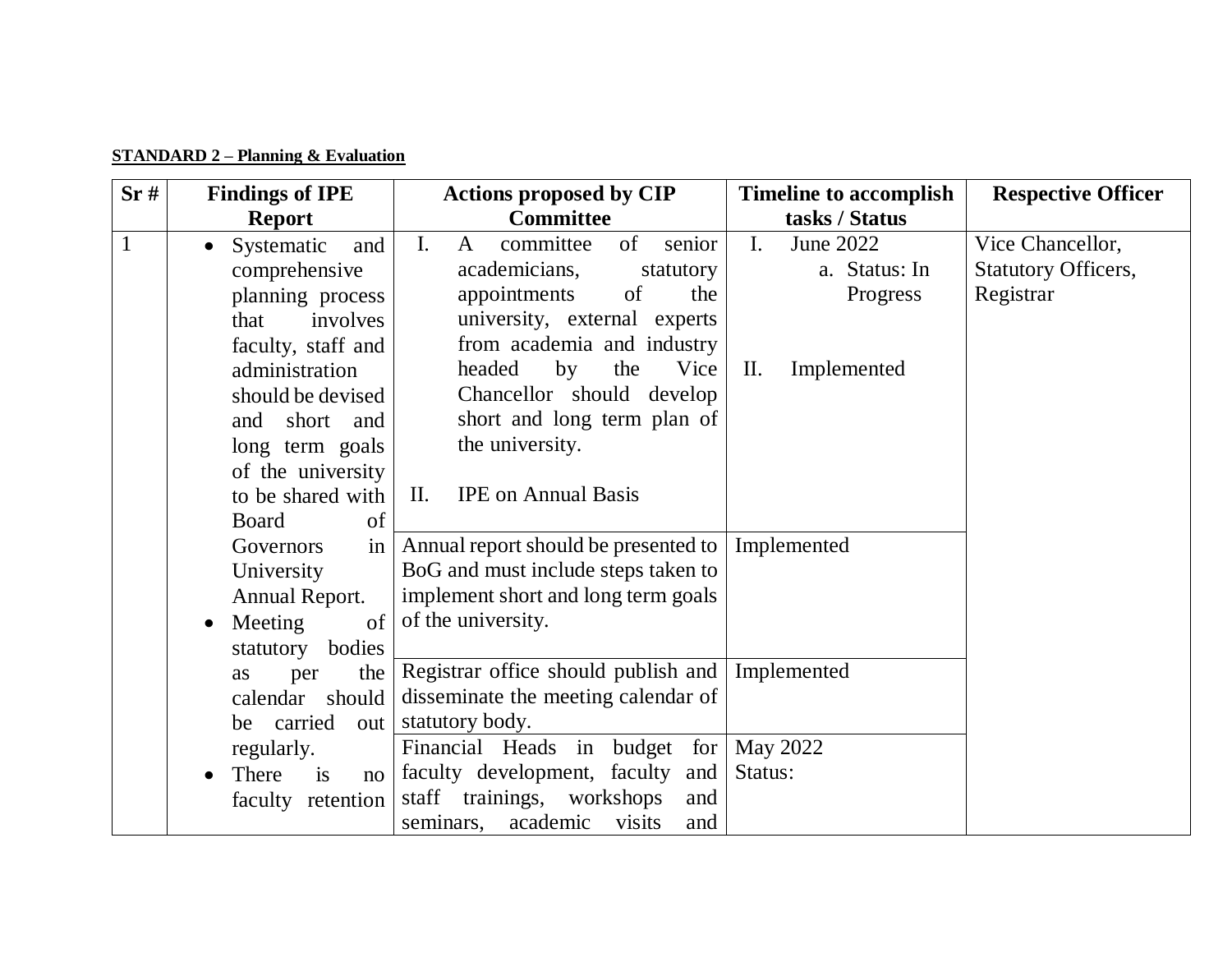**STANDARD 2 – Planning & Evaluation**

| Sr # | Findings of IPE Report | Actions proposed by CIP Committee | Timeline to accomplish tasks / Status | Respective Officer |
|---|---|---|---|---|
| 1 | • Systematic and comprehensive planning process that involves faculty, staff and administration should be devised and short and long term goals of the university to be shared with Board of Governors in University Annual Report.<br>• Meeting of statutory bodies as per the calendar should be carried out regularly.<br>• There is no faculty retention | I. A committee of senior academicians, statutory appointments of the university, external experts from academia and industry headed by the Vice Chancellor should develop short and long term plan of the university.<br>II. IPE on Annual Basis | I. June 2022<br>a. Status: In Progress<br>II. Implemented | Vice Chancellor, Statutory Officers, Registrar |
| | | Annual report should be presented to BoG and must include steps taken to implement short and long term goals of the university. | Implemented | |
| | | Registrar office should publish and disseminate the meeting calendar of statutory body. | Implemented | |
| | | Financial Heads in budget for faculty development, faculty and staff trainings, workshops and seminars, academic visits and | May 2022<br>Status: | |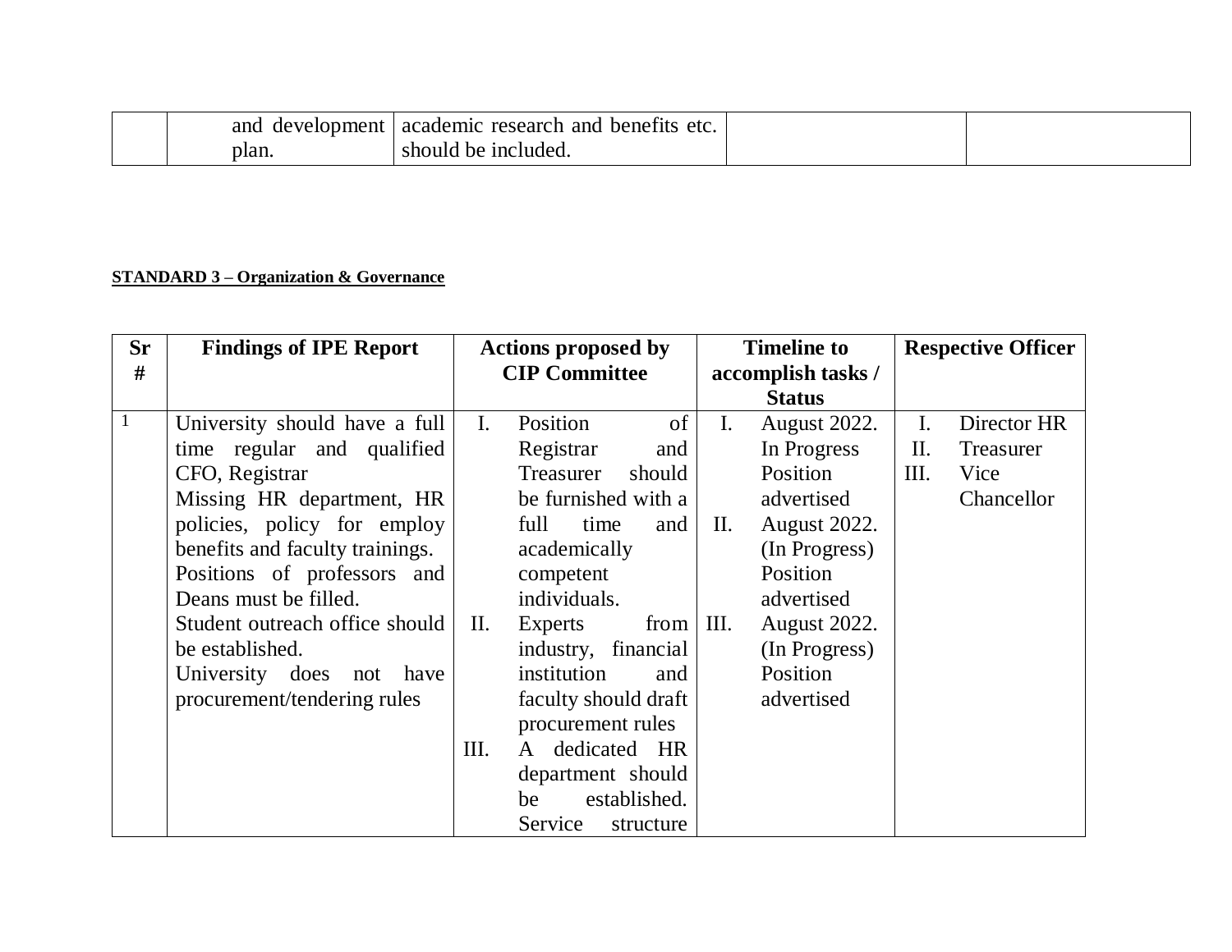| | and development plan. | academic research and benefits etc. should be included. | | |
|---|---|---|---|---|

**STANDARD 3 – Organization & Governance**

| Sr # | Findings of IPE Report | Actions proposed by CIP Committee | Timeline to accomplish tasks / Status | Respective Officer |
|---|---|---|---|---|
| 1 | University should have a full time regular and qualified CFO, Registrar<br>Missing HR department, HR policies, policy for employ benefits and faculty trainings.<br>Positions of professors and Deans must be filled.<br>Student outreach office should be established.<br>University does not have procurement/tendering rules | I. Position of Registrar and Treasurer should be furnished with a full time and academically competent individuals.<br>II. Experts from industry, financial institution and faculty should draft procurement rules<br>III. A dedicated HR department should be established. Service structure | I. August 2022. In Progress Position advertised<br>II. August 2022. (In Progress) Position advertised<br>III. August 2022. (In Progress) Position advertised | I. Director HR<br>II. Treasurer<br>III. Vice Chancellor |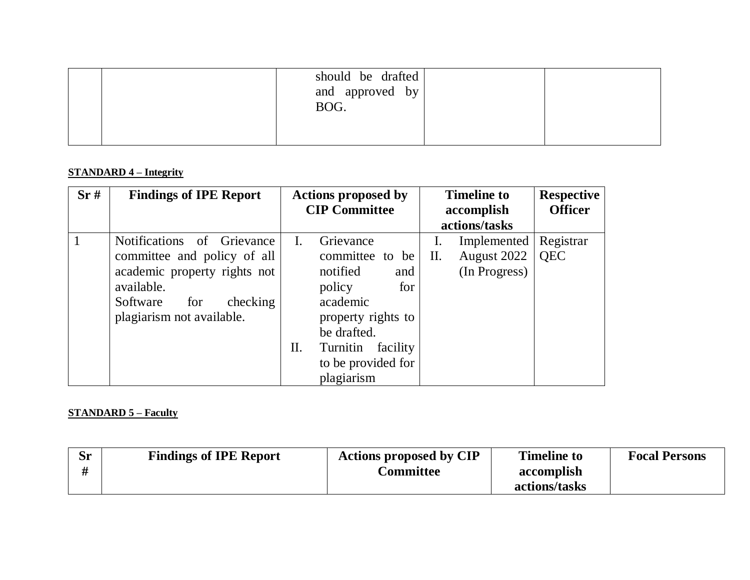|  |  | should be drafted and approved by BOG. |  |  |
|---|---|---|---|---|

**STANDARD 4 – Integrity**

| Sr # | Findings of IPE Report | Actions proposed by CIP Committee | Timeline to accomplish actions/tasks | Respective Officer |
|---|---|---|---|---|
| 1 | Notifications of Grievance committee and policy of all academic property rights not available.<br>Software for checking plagiarism not available. | I. Grievance committee to be notified and policy for academic property rights to be drafted.<br>II. Turnitin facility to be provided for plagiarism | I. Implemented<br>II. August 2022 (In Progress) | Registrar<br>QEC |

**STANDARD 5 – Faculty**

| Sr # | Findings of IPE Report | Actions proposed by CIP Committee | Timeline to accomplish actions/tasks | Focal Persons |
|---|---|---|---|---|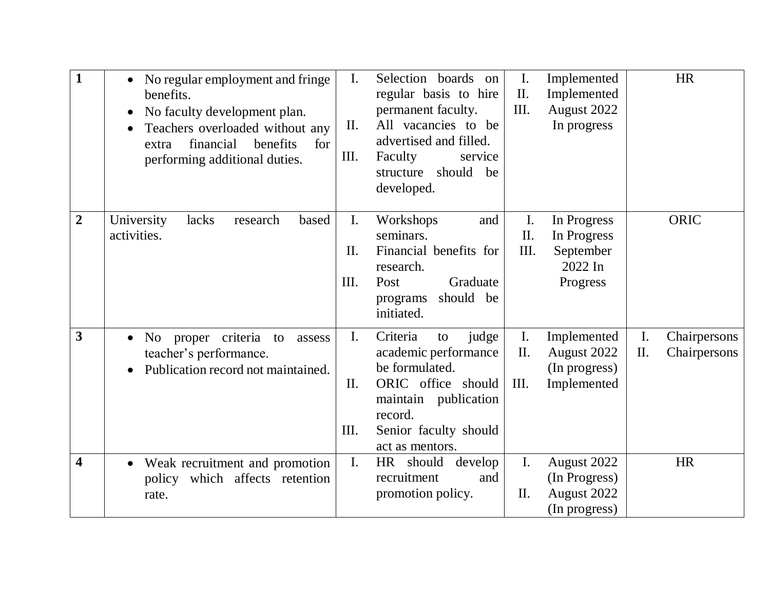| | | | | |
|---|---|---|---|---|
| **1** | • No regular employment and fringe benefits.<br>• No faculty development plan.<br>• Teachers overloaded without any extra financial benefits for performing additional duties. | I. Selection boards on regular basis to hire permanent faculty.<br>II. All vacancies to be advertised and filled.<br>III. Faculty service structure should be developed. | I. Implemented<br>II. Implemented<br>III. August 2022 In progress | HR |
| **2** | University lacks research based activities. | I. Workshops and seminars.<br>II. Financial benefits for research.<br>III. Post Graduate programs should be initiated. | I. In Progress<br>II. In Progress<br>III. September 2022 In Progress | ORIC |
| **3** | • No proper criteria to assess teacher's performance.<br>• Publication record not maintained. | I. Criteria to judge academic performance be formulated.<br>II. ORIC office should maintain publication record.<br>III. Senior faculty should act as mentors. | I. Implemented<br>II. August 2022 (In progress)<br>III. Implemented | I. Chairpersons<br>II. Chairpersons |
| **4** | • Weak recruitment and promotion policy which affects retention rate. | I. HR should develop recruitment and promotion policy. | I. August 2022 (In Progress)<br>II. August 2022 (In progress) | HR |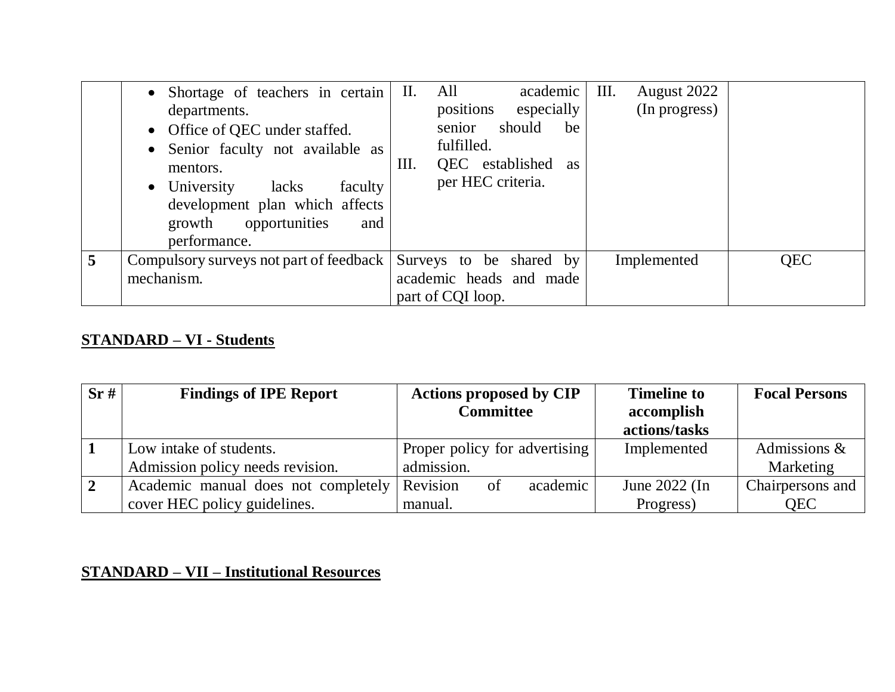| | | | | |
|---|---|---|---|---|
| | • Shortage of teachers in certain departments.<br>• Office of QEC under staffed.<br>• Senior faculty not available as mentors.<br>• University lacks faculty development plan which affects growth opportunities and performance. | II. All academic positions especially senior should be fulfilled.<br>III. QEC established as per HEC criteria. | III. August 2022 (In progress) | |
| **5** | Compulsory surveys not part of feedback mechanism. | Surveys to be shared by academic heads and made part of CQI loop. | Implemented | QEC |

## STANDARD – VI - Students

| Sr # | Findings of IPE Report | Actions proposed by CIP Committee | Timeline to accomplish actions/tasks | Focal Persons |
|---|---|---|---|---|
| **1** | Low intake of students.<br>Admission policy needs revision. | Proper policy for advertising admission. | Implemented | Admissions & Marketing |
| **2** | Academic manual does not completely cover HEC policy guidelines. | Revision of academic manual. | June 2022 (In Progress) | Chairpersons and QEC |

## STANDARD – VII – Institutional Resources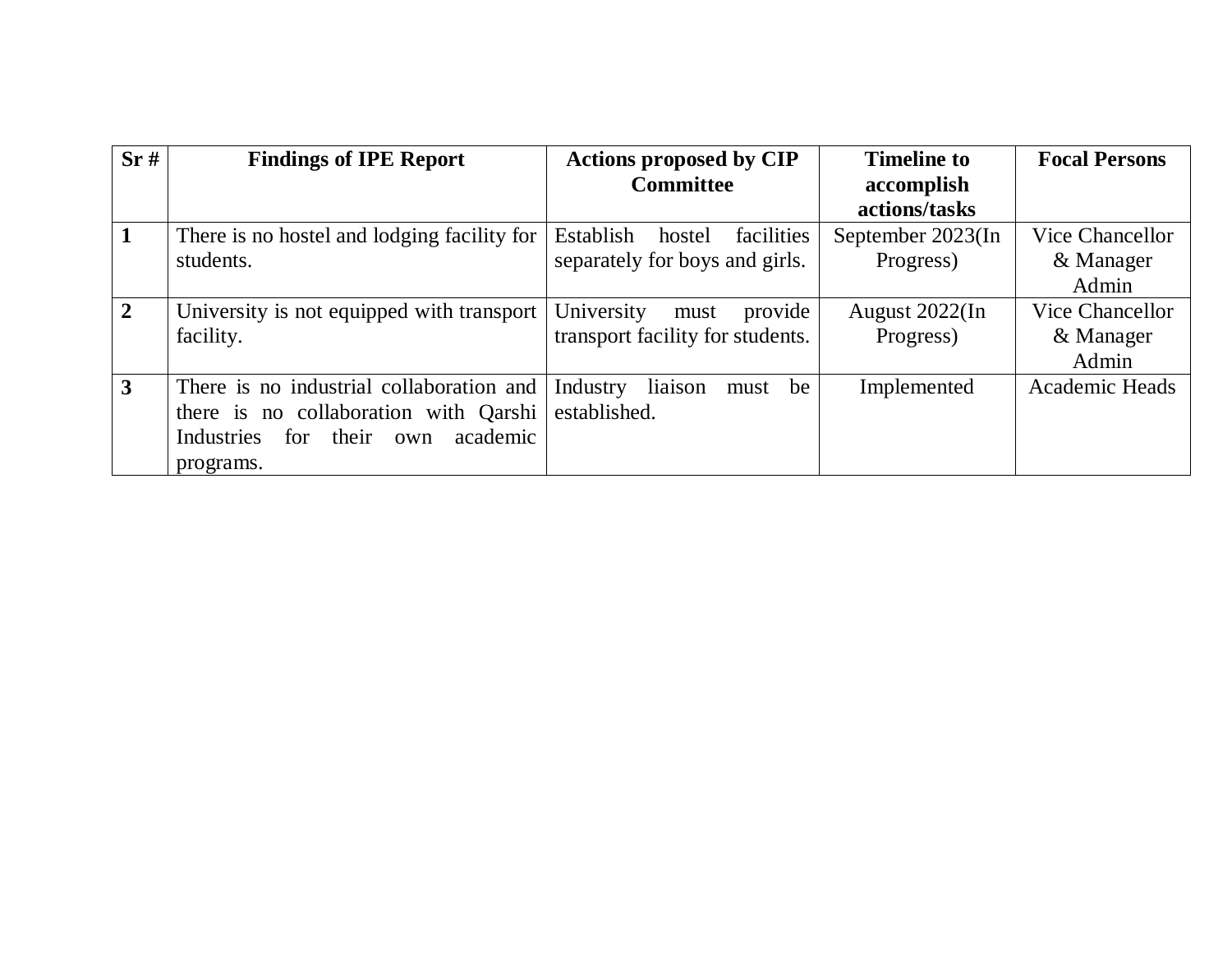| Sr # | Findings of IPE Report | Actions proposed by CIP Committee | Timeline to accomplish actions/tasks | Focal Persons |
|---|---|---|---|---|
| 1 | There is no hostel and lodging facility for students. | Establish hostel facilities separately for boys and girls. | September 2023(In Progress) | Vice Chancellor & Manager Admin |
| 2 | University is not equipped with transport facility. | University must provide transport facility for students. | August 2022(In Progress) | Vice Chancellor & Manager Admin |
| 3 | There is no industrial collaboration and there is no collaboration with Qarshi Industries for their own academic programs. | Industry liaison must be established. | Implemented | Academic Heads |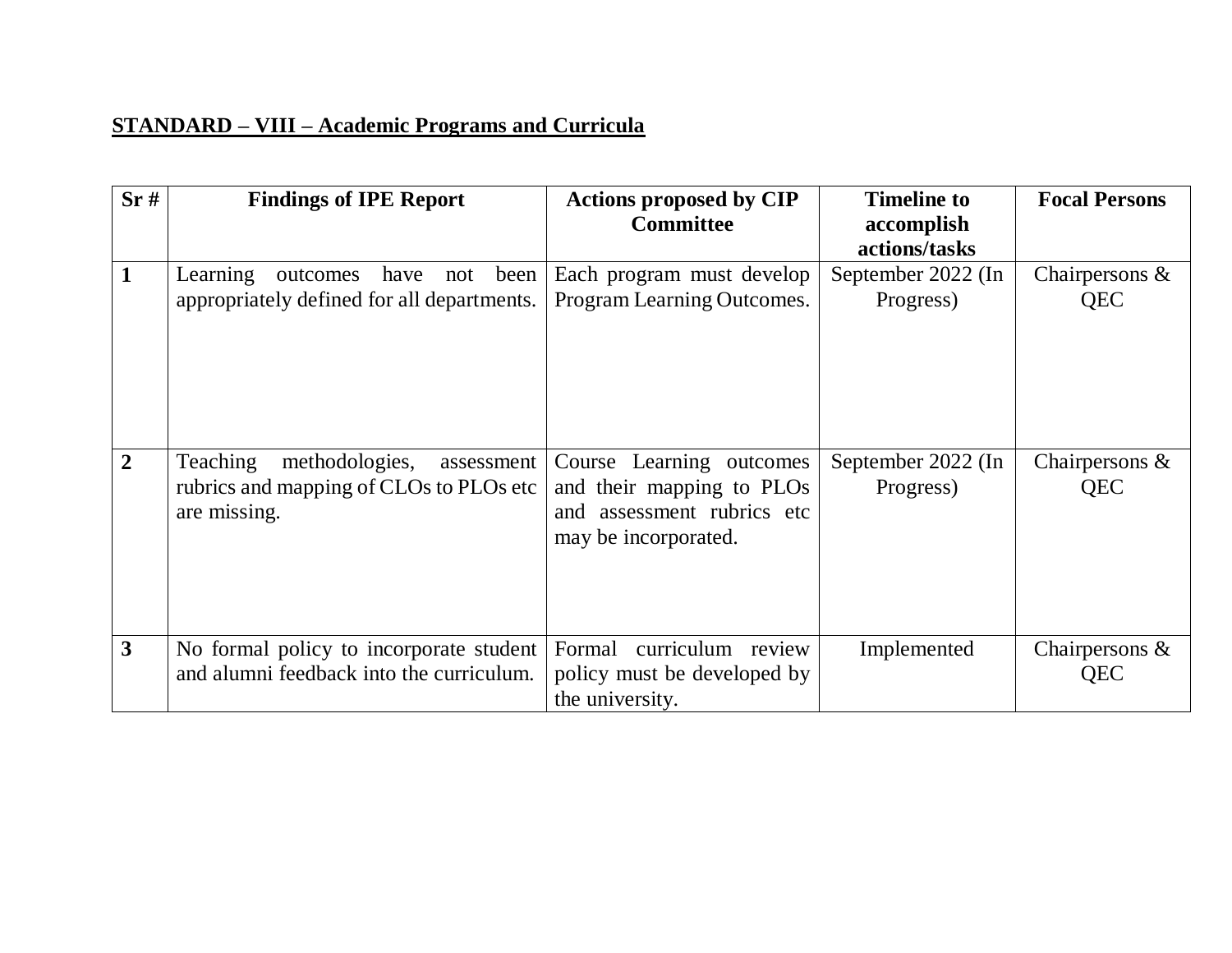**STANDARD – VIII – Academic Programs and Curricula**

| Sr # | Findings of IPE Report | Actions proposed by CIP Committee | Timeline to accomplish actions/tasks | Focal Persons |
|---|---|---|---|---|
| 1 | Learning outcomes have not been appropriately defined for all departments. | Each program must develop Program Learning Outcomes. | September 2022 (In Progress) | Chairpersons & QEC |
| 2 | Teaching methodologies, assessment rubrics and mapping of CLOs to PLOs etc are missing. | Course Learning outcomes and their mapping to PLOs and assessment rubrics etc may be incorporated. | September 2022 (In Progress) | Chairpersons & QEC |
| 3 | No formal policy to incorporate student and alumni feedback into the curriculum. | Formal curriculum review policy must be developed by the university. | Implemented | Chairpersons & QEC |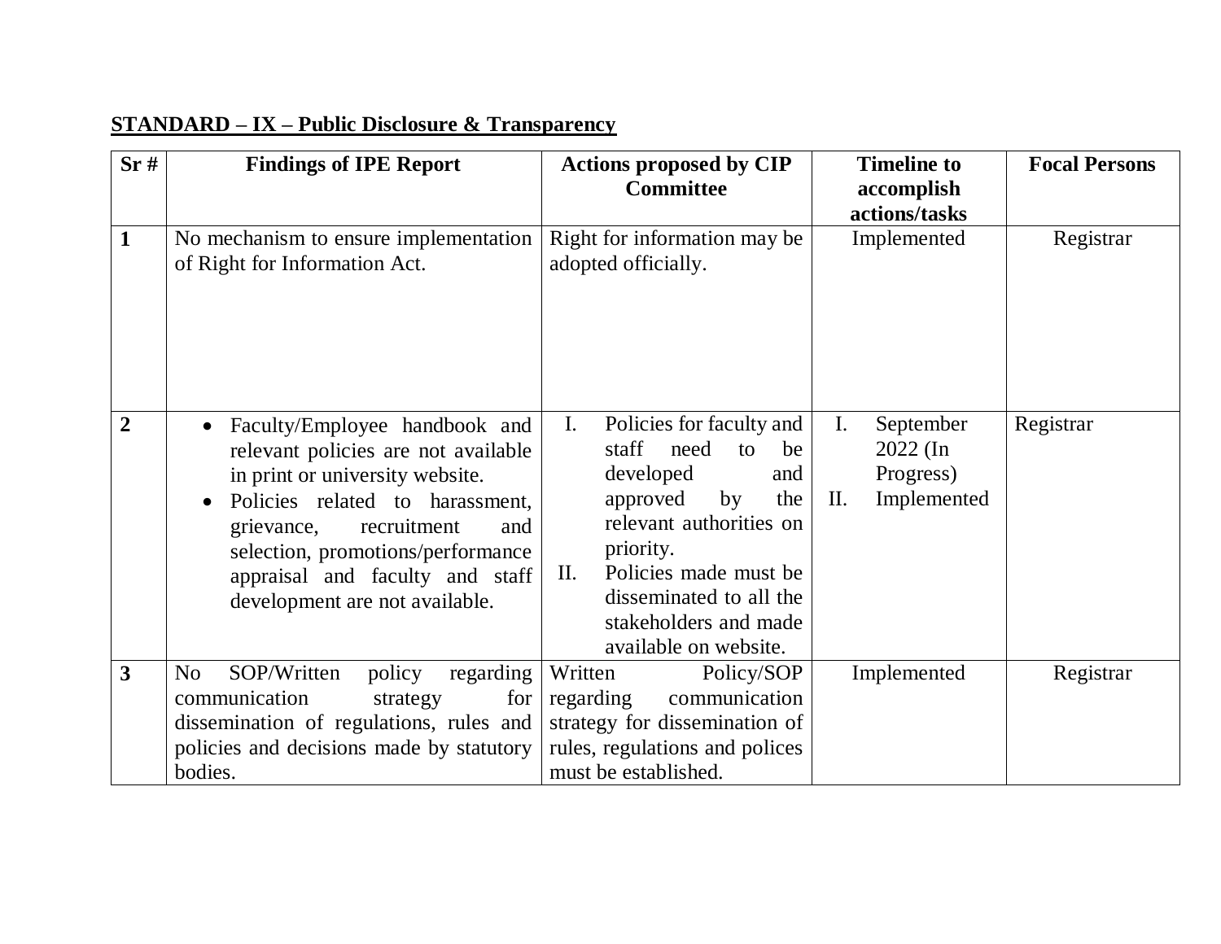**STANDARD – IX – Public Disclosure & Transparency**

| Sr # | Findings of IPE Report | Actions proposed by CIP Committee | Timeline to accomplish actions/tasks | Focal Persons |
|---|---|---|---|---|
| **1** | No mechanism to ensure implementation of Right for Information Act. | Right for information may be adopted officially. | Implemented | Registrar |
| **2** | • Faculty/Employee handbook and relevant policies are not available in print or university website.<br>• Policies related to harassment, grievance, recruitment and selection, promotions/performance appraisal and faculty and staff development are not available. | I. Policies for faculty and staff need to be developed and approved by the relevant authorities on priority.<br>II. Policies made must be disseminated to all the stakeholders and made available on website. | I. September 2022 (In Progress)<br>II. Implemented | Registrar |
| **3** | No SOP/Written policy regarding communication strategy for dissemination of regulations, rules and policies and decisions made by statutory bodies. | Written Policy/SOP regarding communication strategy for dissemination of rules, regulations and polices must be established. | Implemented | Registrar |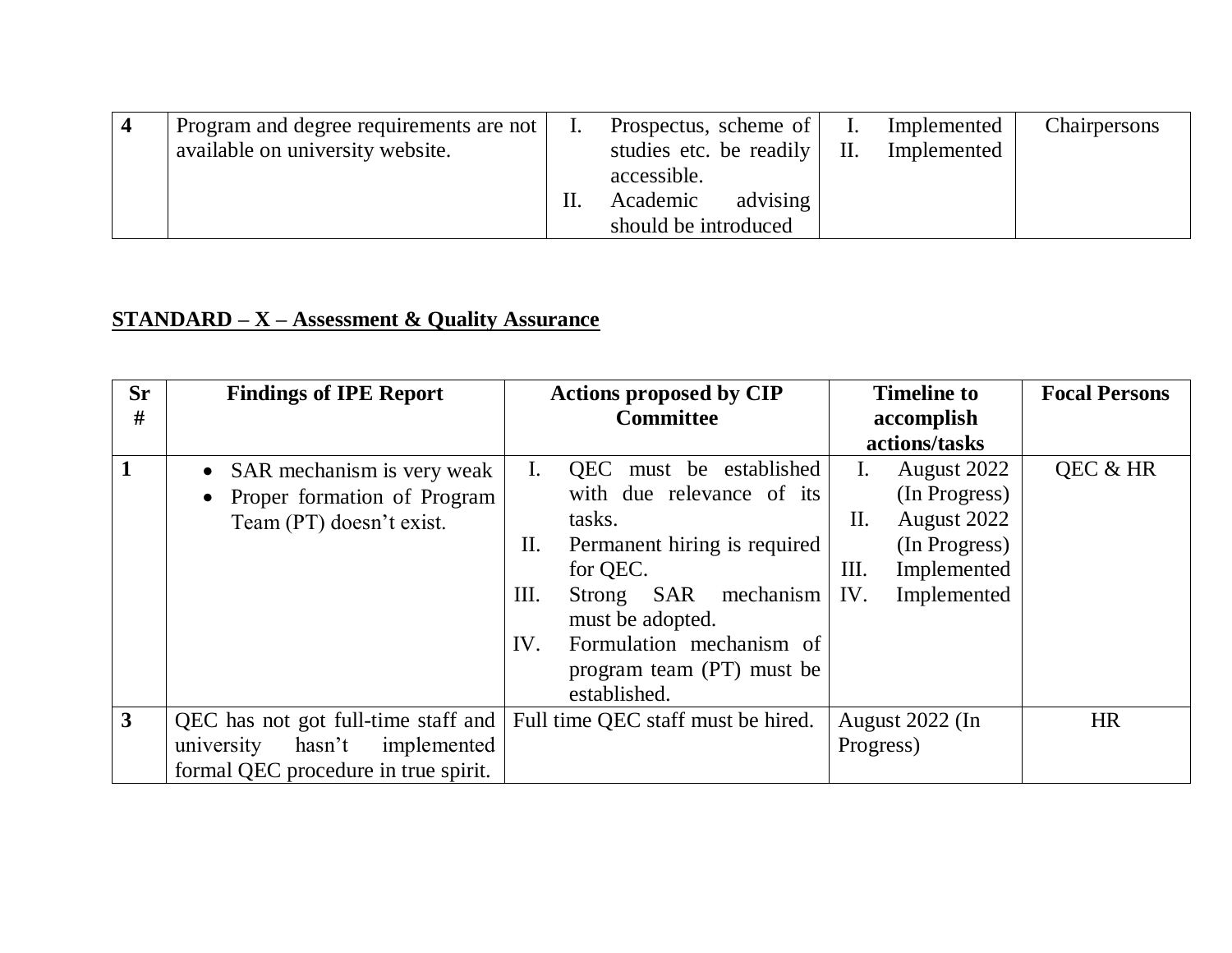| 4 | Program and degree requirements are not available on university website. | I. Prospectus, scheme of studies etc. be readily accessible.<br>II. Academic advising should be introduced | I. Implemented<br>II. Implemented | Chairpersons |
|---|---|---|---|---|

## STANDARD – X – Assessment & Quality Assurance

| Sr # | Findings of IPE Report | Actions proposed by CIP Committee | Timeline to accomplish actions/tasks | Focal Persons |
|---|---|---|---|---|
| 1 | • SAR mechanism is very weak<br>• Proper formation of Program Team (PT) doesn't exist. | I. QEC must be established with due relevance of its tasks.<br>II. Permanent hiring is required for QEC.<br>III. Strong SAR mechanism must be adopted.<br>IV. Formulation mechanism of program team (PT) must be established. | I. August 2022 (In Progress)<br>II. August 2022 (In Progress)<br>III. Implemented<br>IV. Implemented | QEC & HR |
| 3 | QEC has not got full-time staff and university hasn't implemented formal QEC procedure in true spirit. | Full time QEC staff must be hired. | August 2022 (In Progress) | HR |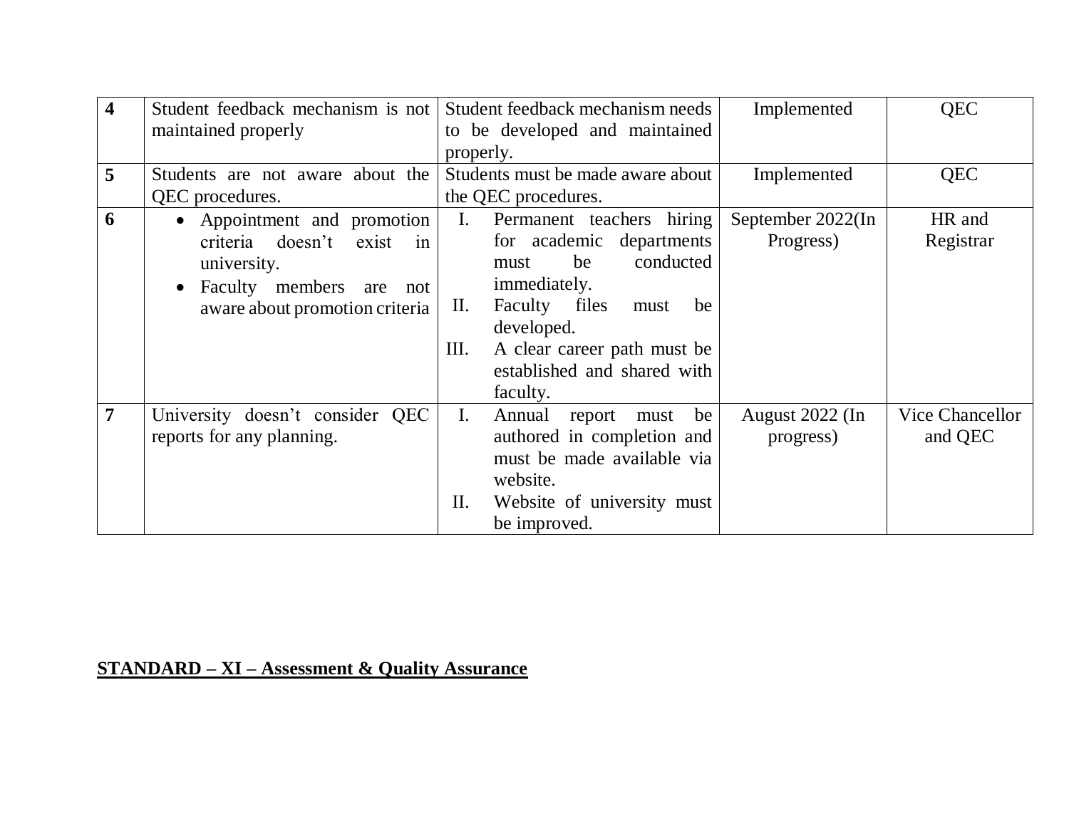| 4 | Student feedback mechanism is not maintained properly | Student feedback mechanism needs to be developed and maintained properly. | Implemented | QEC |
|---|---|---|---|---|
| 5 | Students are not aware about the QEC procedures. | Students must be made aware about the QEC procedures. | Implemented | QEC |
| 6 | • Appointment and promotion criteria doesn't exist in university.<br>• Faculty members are not aware about promotion criteria | I. Permanent teachers hiring for academic departments must be conducted immediately.<br>II. Faculty files must be developed.<br>III. A clear career path must be established and shared with faculty. | September 2022(In Progress) | HR and Registrar |
| 7 | University doesn't consider QEC reports for any planning. | I. Annual report must be authored in completion and must be made available via website.<br>II. Website of university must be improved. | August 2022 (In progress) | Vice Chancellor and QEC |

**STANDARD – XI – Assessment & Quality Assurance**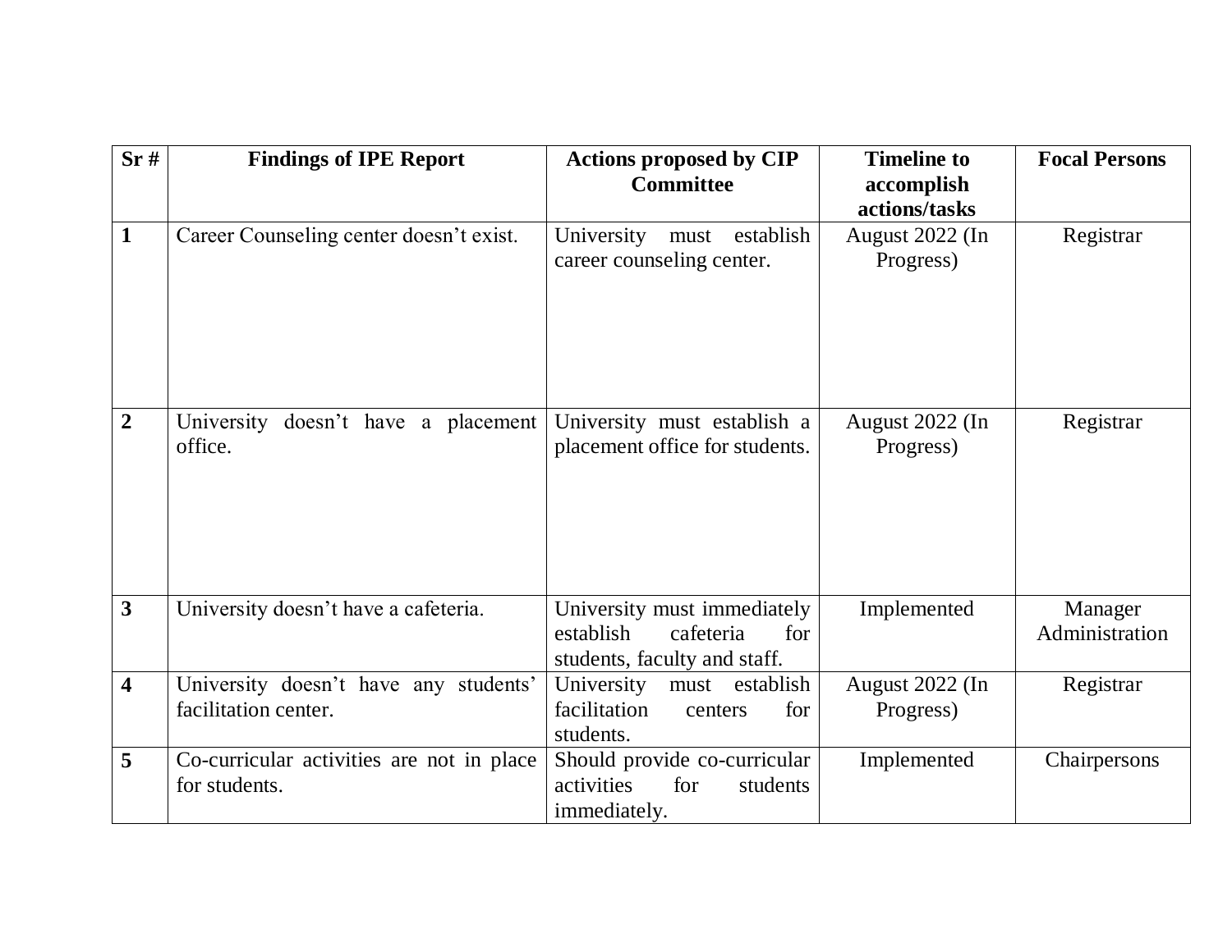| **Sr #** | **Findings of IPE Report** | **Actions proposed by CIP Committee** | **Timeline to accomplish actions/tasks** | **Focal Persons** |
|---|---|---|---|---|
| **1** | Career Counseling center doesn’t exist. | University must establish career counseling center. | August 2022 (In Progress) | Registrar |
| **2** | University doesn’t have a placement office. | University must establish a placement office for students. | August 2022 (In Progress) | Registrar |
| **3** | University doesn’t have a cafeteria. | University must immediately establish cafeteria for students, faculty and staff. | Implemented | Manager Administration |
| **4** | University doesn’t have any students’ facilitation center. | University must establish facilitation centers for students. | August 2022 (In Progress) | Registrar |
| **5** | Co-curricular activities are not in place for students. | Should provide co-curricular activities for students immediately. | Implemented | Chairpersons |